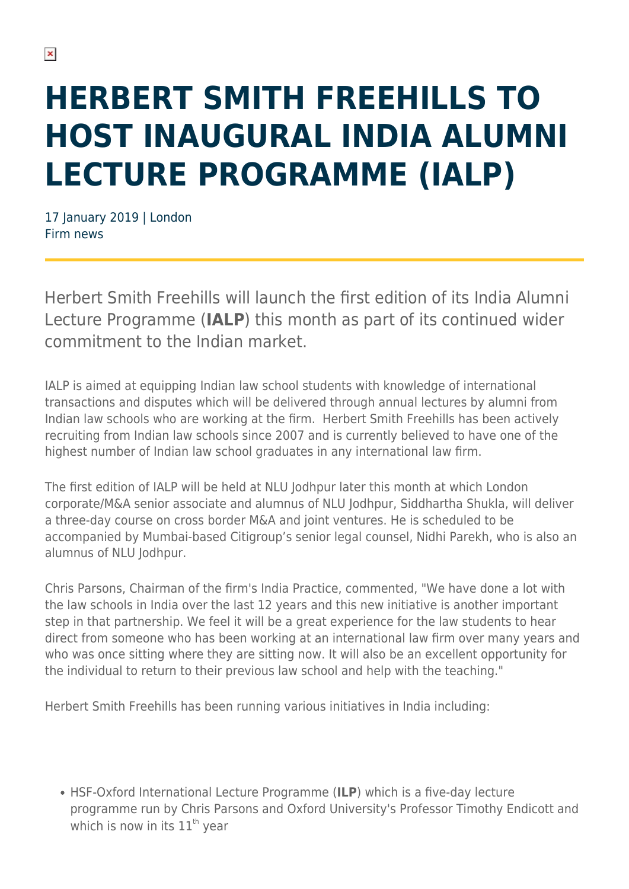# HERBERT SMITH FREEHILLS TO HOST INAUGURAL INDIA ALUMNI LECTURE PROGRAMME (IALP)

17 January 2019 | London
Firm news

Herbert Smith Freehills will launch the first edition of its India Alumni Lecture Programme (**IALP**) this month as part of its continued wider commitment to the Indian market.

IALP is aimed at equipping Indian law school students with knowledge of international transactions and disputes which will be delivered through annual lectures by alumni from Indian law schools who are working at the firm. Herbert Smith Freehills has been actively recruiting from Indian law schools since 2007 and is currently believed to have one of the highest number of Indian law school graduates in any international law firm.

The first edition of IALP will be held at NLU Jodhpur later this month at which London corporate/M&A senior associate and alumnus of NLU Jodhpur, Siddhartha Shukla, will deliver a three-day course on cross border M&A and joint ventures. He is scheduled to be accompanied by Mumbai-based Citigroup's senior legal counsel, Nidhi Parekh, who is also an alumnus of NLU Jodhpur.

Chris Parsons, Chairman of the firm's India Practice, commented, "We have done a lot with the law schools in India over the last 12 years and this new initiative is another important step in that partnership. We feel it will be a great experience for the law students to hear direct from someone who has been working at an international law firm over many years and who was once sitting where they are sitting now. It will also be an excellent opportunity for the individual to return to their previous law school and help with the teaching."

Herbert Smith Freehills has been running various initiatives in India including:

- HSF-Oxford International Lecture Programme (**ILP**) which is a five-day lecture programme run by Chris Parsons and Oxford University's Professor Timothy Endicott and which is now in its 11th year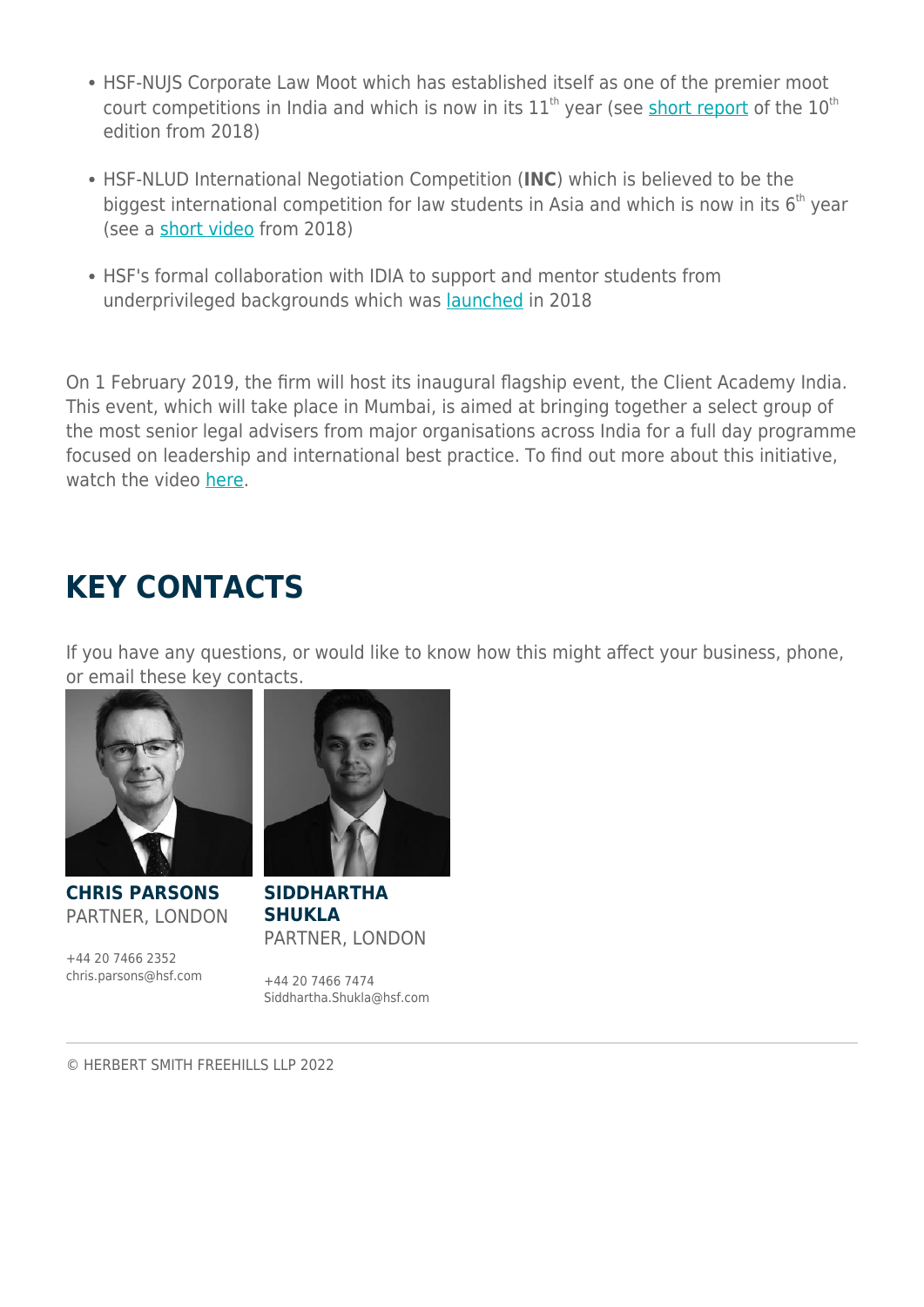- HSF-NUJS Corporate Law Moot which has established itself as one of the premier moot court competitions in India and which is now in its 11th year (see short report of the 10th edition from 2018)
- HSF-NLUD International Negotiation Competition (**INC**) which is believed to be the biggest international competition for law students in Asia and which is now in its 6th year (see a short video from 2018)
- HSF's formal collaboration with IDIA to support and mentor students from underprivileged backgrounds which was launched in 2018

On 1 February 2019, the firm will host its inaugural flagship event, the Client Academy India. This event, which will take place in Mumbai, is aimed at bringing together a select group of the most senior legal advisers from major organisations across India for a full day programme focused on leadership and international best practice. To find out more about this initiative, watch the video here.

## KEY CONTACTS

If you have any questions, or would like to know how this might affect your business, phone, or email these key contacts.

**CHRIS PARSONS**
PARTNER, LONDON

+44 20 7466 2352
chris.parsons@hsf.com

**SIDDHARTHA SHUKLA**
PARTNER, LONDON

+44 20 7466 7474
Siddhartha.Shukla@hsf.com

© HERBERT SMITH FREEHILLS LLP 2022